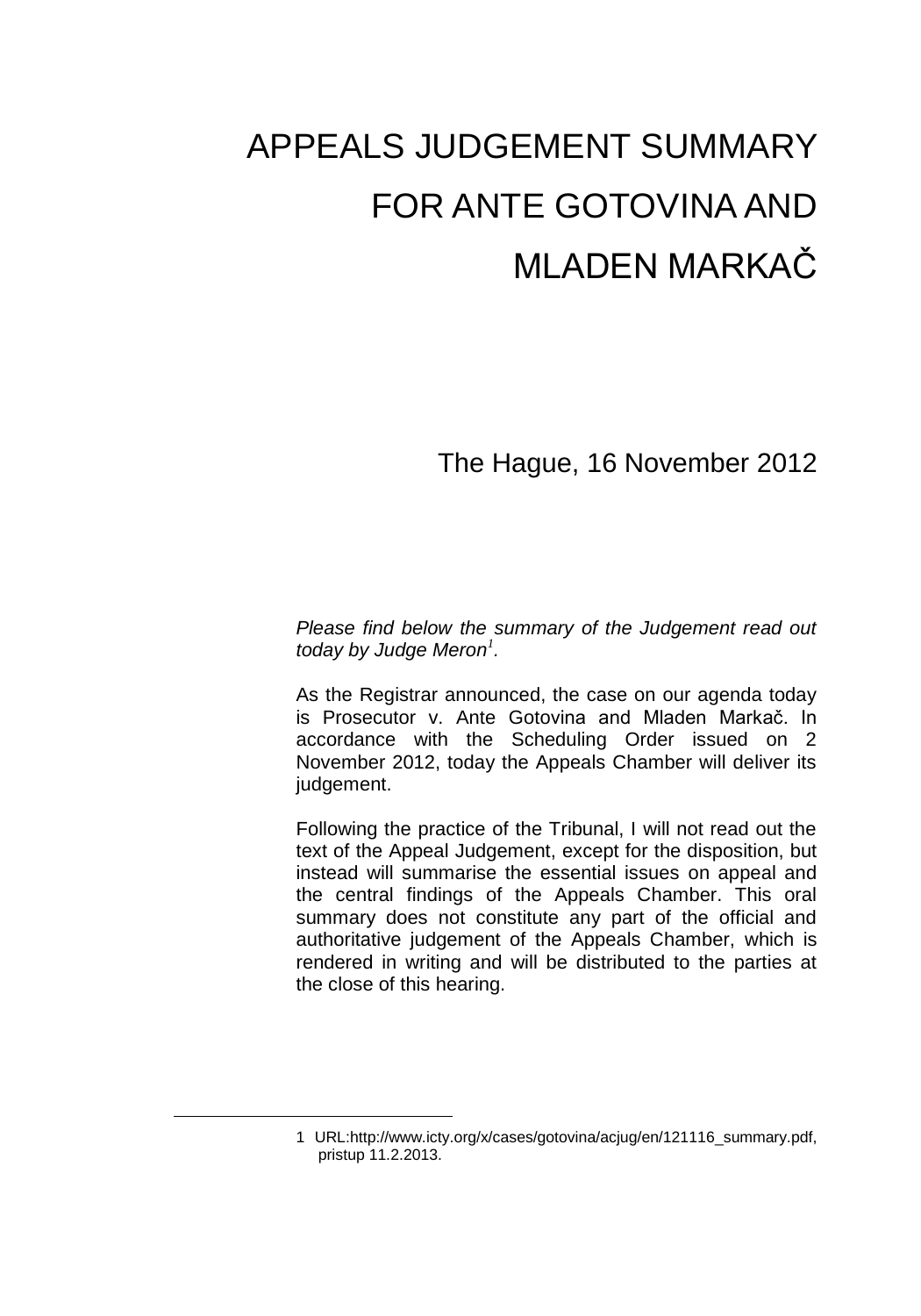# APPEALS JUDGEMENT SUMMARY FOR ANTE GOTOVINA AND MLADEN MARKAČ

The Hague, 16 November 2012

*Please find below the summary of the Judgement read out today by Judge Meron*[1]*.*

As the Registrar announced, the case on our agenda today is Prosecutor v. Ante Gotovina and Mladen Markač. In accordance with the Scheduling Order issued on 2 November 2012, today the Appeals Chamber will deliver its judgement.

Following the practice of the Tribunal, I will not read out the text of the Appeal Judgement, except for the disposition, but instead will summarise the essential issues on appeal and the central findings of the Appeals Chamber. This oral summary does not constitute any part of the official and authoritative judgement of the Appeals Chamber, which is rendered in writing and will be distributed to the parties at the close of this hearing.

---

1 URL:http://www.icty.org/x/cases/gotovina/acjug/en/121116_summary.pdf, pristup 11.2.2013.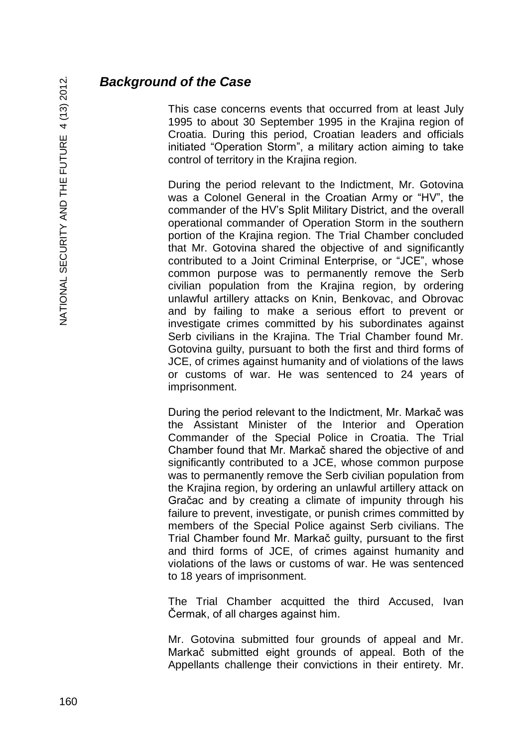## *Background of the Case*

This case concerns events that occurred from at least July 1995 to about 30 September 1995 in the Krajina region of Croatia. During this period, Croatian leaders and officials initiated "Operation Storm", a military action aiming to take control of territory in the Krajina region.

During the period relevant to the Indictment, Mr. Gotovina was a Colonel General in the Croatian Army or "HV", the commander of the HV's Split Military District, and the overall operational commander of Operation Storm in the southern portion of the Krajina region. The Trial Chamber concluded that Mr. Gotovina shared the objective of and significantly contributed to a Joint Criminal Enterprise, or "JCE", whose common purpose was to permanently remove the Serb civilian population from the Krajina region, by ordering unlawful artillery attacks on Knin, Benkovac, and Obrovac and by failing to make a serious effort to prevent or investigate crimes committed by his subordinates against Serb civilians in the Krajina. The Trial Chamber found Mr. Gotovina guilty, pursuant to both the first and third forms of JCE, of crimes against humanity and of violations of the laws or customs of war. He was sentenced to 24 years of imprisonment.

During the period relevant to the Indictment, Mr. Markač was the Assistant Minister of the Interior and Operation Commander of the Special Police in Croatia. The Trial Chamber found that Mr. Markač shared the objective of and significantly contributed to a JCE, whose common purpose was to permanently remove the Serb civilian population from the Krajina region, by ordering an unlawful artillery attack on Gračac and by creating a climate of impunity through his failure to prevent, investigate, or punish crimes committed by members of the Special Police against Serb civilians. The Trial Chamber found Mr. Markač guilty, pursuant to the first and third forms of JCE, of crimes against humanity and violations of the laws or customs of war. He was sentenced to 18 years of imprisonment.

The Trial Chamber acquitted the third Accused, Ivan Čermak, of all charges against him.

Mr. Gotovina submitted four grounds of appeal and Mr. Markač submitted eight grounds of appeal. Both of the Appellants challenge their convictions in their entirety. Mr.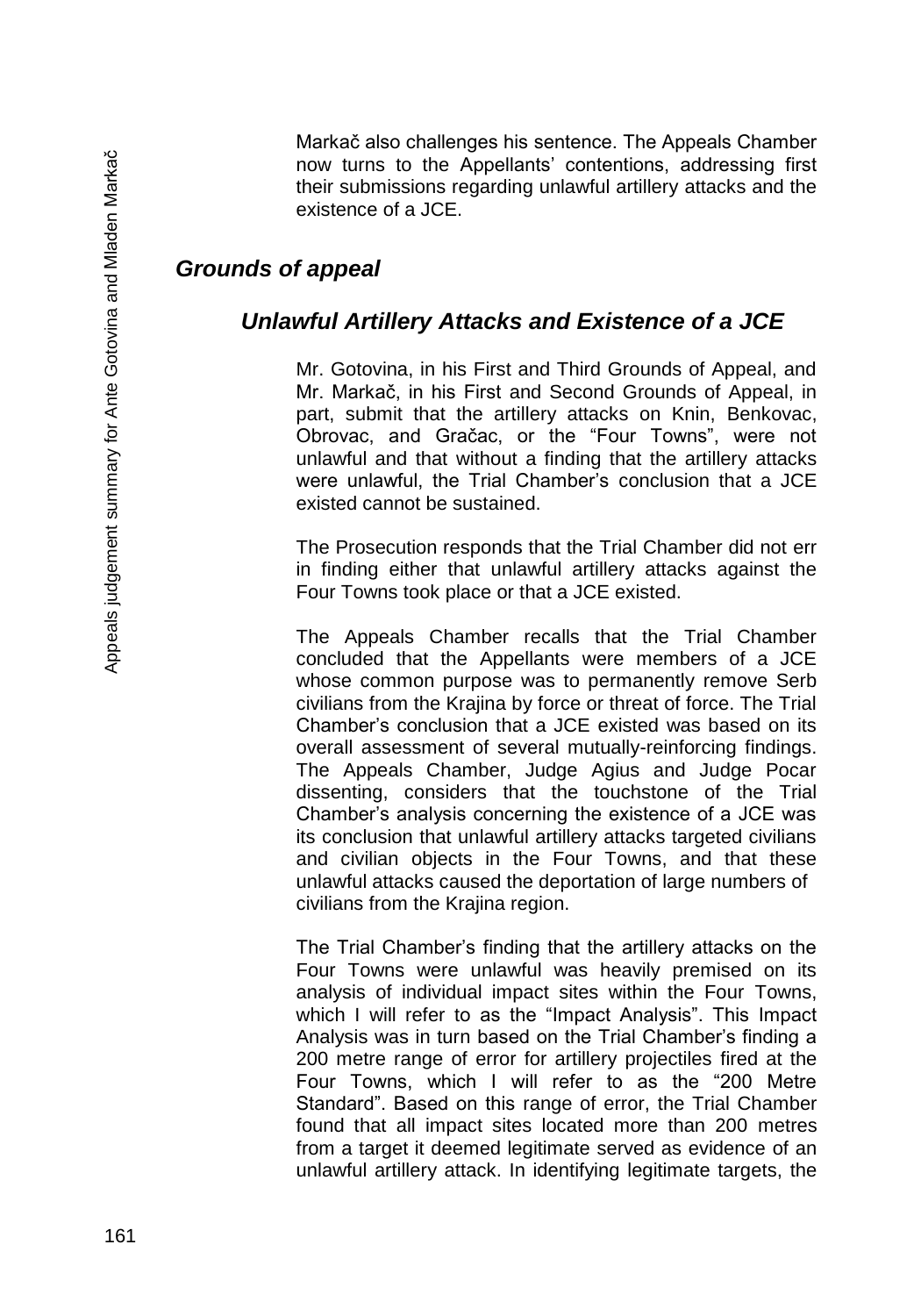Markač also challenges his sentence. The Appeals Chamber now turns to the Appellants' contentions, addressing first their submissions regarding unlawful artillery attacks and the existence of a JCE.

## *Grounds of appeal*

### *Unlawful Artillery Attacks and Existence of a JCE*

Mr. Gotovina, in his First and Third Grounds of Appeal, and Mr. Markač, in his First and Second Grounds of Appeal, in part, submit that the artillery attacks on Knin, Benkovac, Obrovac, and Gračac, or the "Four Towns", were not unlawful and that without a finding that the artillery attacks were unlawful, the Trial Chamber's conclusion that a JCE existed cannot be sustained.

The Prosecution responds that the Trial Chamber did not err in finding either that unlawful artillery attacks against the Four Towns took place or that a JCE existed.

The Appeals Chamber recalls that the Trial Chamber concluded that the Appellants were members of a JCE whose common purpose was to permanently remove Serb civilians from the Krajina by force or threat of force. The Trial Chamber's conclusion that a JCE existed was based on its overall assessment of several mutually-reinforcing findings. The Appeals Chamber, Judge Agius and Judge Pocar dissenting, considers that the touchstone of the Trial Chamber's analysis concerning the existence of a JCE was its conclusion that unlawful artillery attacks targeted civilians and civilian objects in the Four Towns, and that these unlawful attacks caused the deportation of large numbers of civilians from the Krajina region.

The Trial Chamber's finding that the artillery attacks on the Four Towns were unlawful was heavily premised on its analysis of individual impact sites within the Four Towns, which I will refer to as the "Impact Analysis". This Impact Analysis was in turn based on the Trial Chamber's finding a 200 metre range of error for artillery projectiles fired at the Four Towns, which I will refer to as the "200 Metre Standard". Based on this range of error, the Trial Chamber found that all impact sites located more than 200 metres from a target it deemed legitimate served as evidence of an unlawful artillery attack. In identifying legitimate targets, the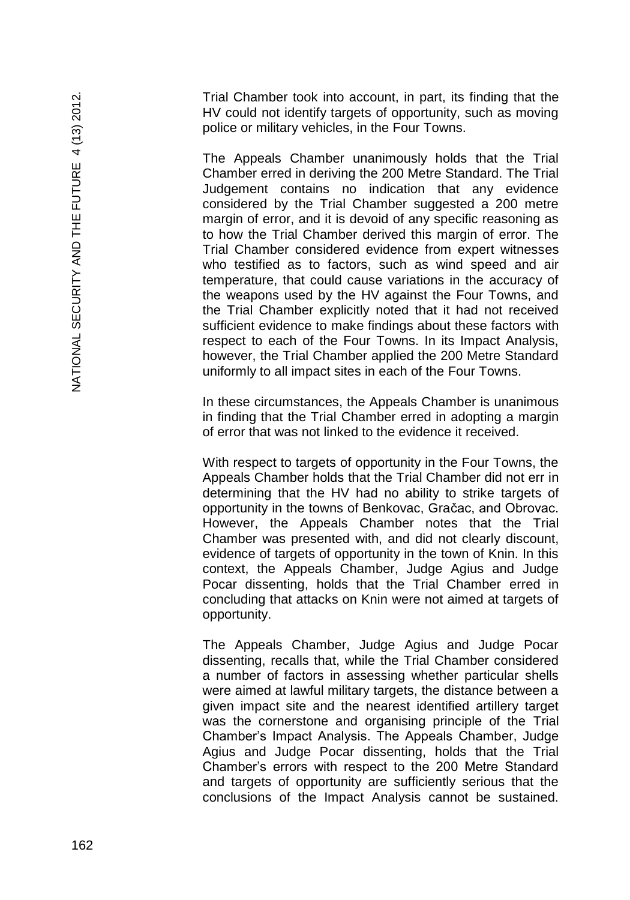Trial Chamber took into account, in part, its finding that the HV could not identify targets of opportunity, such as moving police or military vehicles, in the Four Towns.

The Appeals Chamber unanimously holds that the Trial Chamber erred in deriving the 200 Metre Standard. The Trial Judgement contains no indication that any evidence considered by the Trial Chamber suggested a 200 metre margin of error, and it is devoid of any specific reasoning as to how the Trial Chamber derived this margin of error. The Trial Chamber considered evidence from expert witnesses who testified as to factors, such as wind speed and air temperature, that could cause variations in the accuracy of the weapons used by the HV against the Four Towns, and the Trial Chamber explicitly noted that it had not received sufficient evidence to make findings about these factors with respect to each of the Four Towns. In its Impact Analysis, however, the Trial Chamber applied the 200 Metre Standard uniformly to all impact sites in each of the Four Towns.

In these circumstances, the Appeals Chamber is unanimous in finding that the Trial Chamber erred in adopting a margin of error that was not linked to the evidence it received.

With respect to targets of opportunity in the Four Towns, the Appeals Chamber holds that the Trial Chamber did not err in determining that the HV had no ability to strike targets of opportunity in the towns of Benkovac, Gračac, and Obrovac. However, the Appeals Chamber notes that the Trial Chamber was presented with, and did not clearly discount, evidence of targets of opportunity in the town of Knin. In this context, the Appeals Chamber, Judge Agius and Judge Pocar dissenting, holds that the Trial Chamber erred in concluding that attacks on Knin were not aimed at targets of opportunity.

The Appeals Chamber, Judge Agius and Judge Pocar dissenting, recalls that, while the Trial Chamber considered a number of factors in assessing whether particular shells were aimed at lawful military targets, the distance between a given impact site and the nearest identified artillery target was the cornerstone and organising principle of the Trial Chamber's Impact Analysis. The Appeals Chamber, Judge Agius and Judge Pocar dissenting, holds that the Trial Chamber's errors with respect to the 200 Metre Standard and targets of opportunity are sufficiently serious that the conclusions of the Impact Analysis cannot be sustained.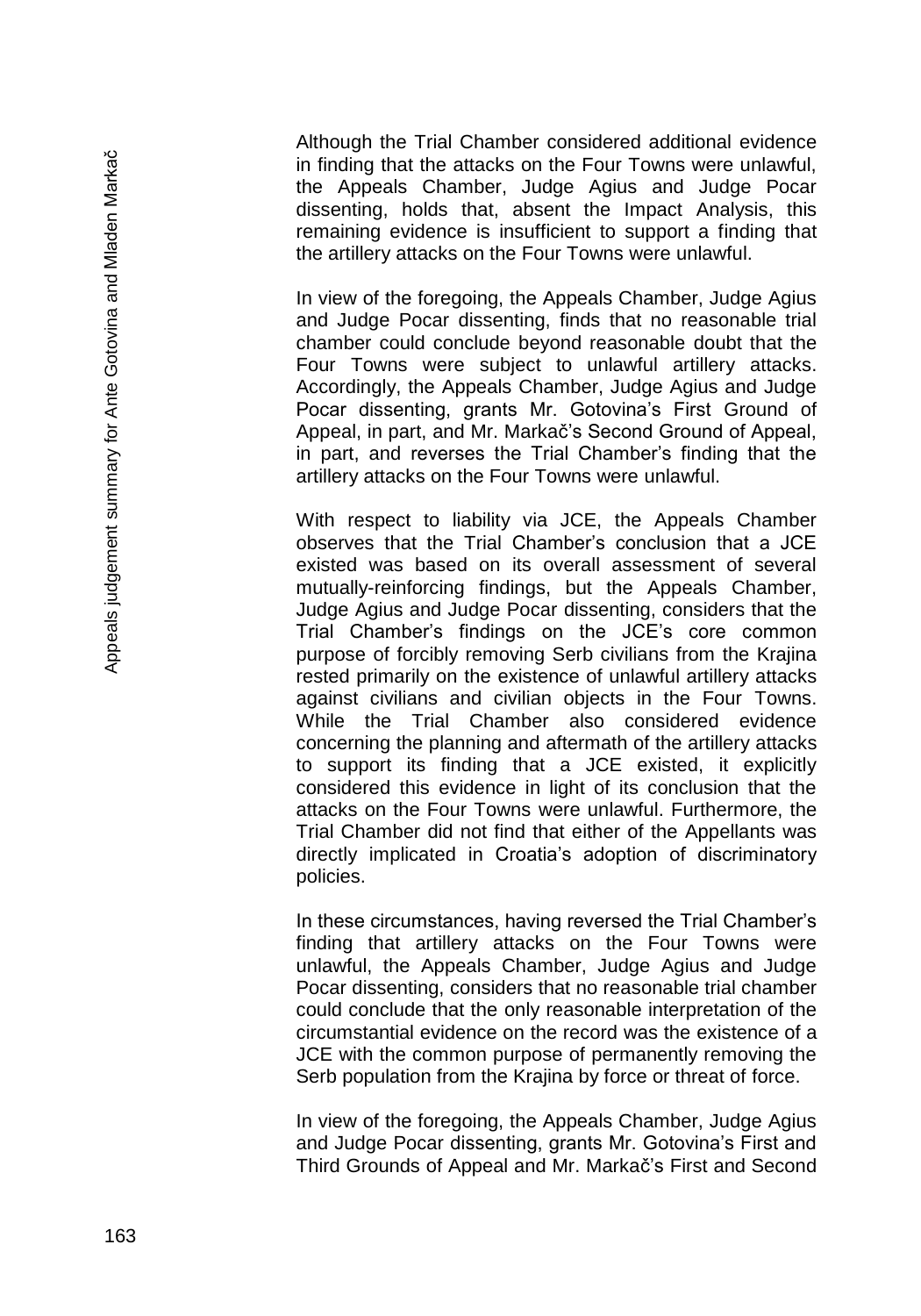Although the Trial Chamber considered additional evidence in finding that the attacks on the Four Towns were unlawful, the Appeals Chamber, Judge Agius and Judge Pocar dissenting, holds that, absent the Impact Analysis, this remaining evidence is insufficient to support a finding that the artillery attacks on the Four Towns were unlawful.

In view of the foregoing, the Appeals Chamber, Judge Agius and Judge Pocar dissenting, finds that no reasonable trial chamber could conclude beyond reasonable doubt that the Four Towns were subject to unlawful artillery attacks. Accordingly, the Appeals Chamber, Judge Agius and Judge Pocar dissenting, grants Mr. Gotovina's First Ground of Appeal, in part, and Mr. Markač's Second Ground of Appeal, in part, and reverses the Trial Chamber's finding that the artillery attacks on the Four Towns were unlawful.

With respect to liability via JCE, the Appeals Chamber observes that the Trial Chamber's conclusion that a JCE existed was based on its overall assessment of several mutually-reinforcing findings, but the Appeals Chamber, Judge Agius and Judge Pocar dissenting, considers that the Trial Chamber's findings on the JCE's core common purpose of forcibly removing Serb civilians from the Krajina rested primarily on the existence of unlawful artillery attacks against civilians and civilian objects in the Four Towns. While the Trial Chamber also considered evidence concerning the planning and aftermath of the artillery attacks to support its finding that a JCE existed, it explicitly considered this evidence in light of its conclusion that the attacks on the Four Towns were unlawful. Furthermore, the Trial Chamber did not find that either of the Appellants was directly implicated in Croatia's adoption of discriminatory policies.

In these circumstances, having reversed the Trial Chamber's finding that artillery attacks on the Four Towns were unlawful, the Appeals Chamber, Judge Agius and Judge Pocar dissenting, considers that no reasonable trial chamber could conclude that the only reasonable interpretation of the circumstantial evidence on the record was the existence of a JCE with the common purpose of permanently removing the Serb population from the Krajina by force or threat of force.

In view of the foregoing, the Appeals Chamber, Judge Agius and Judge Pocar dissenting, grants Mr. Gotovina's First and Third Grounds of Appeal and Mr. Markač's First and Second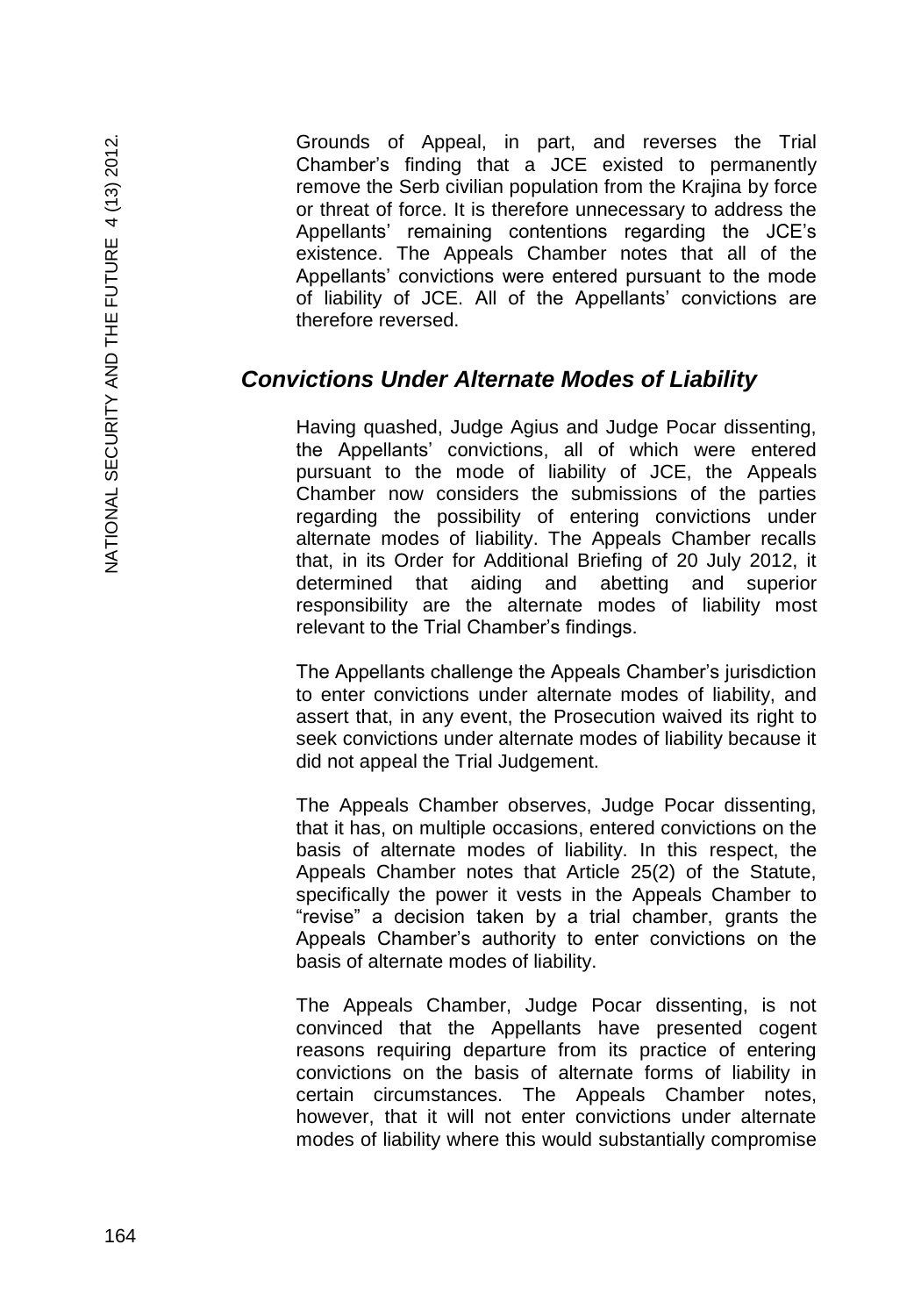Grounds of Appeal, in part, and reverses the Trial Chamber's finding that a JCE existed to permanently remove the Serb civilian population from the Krajina by force or threat of force. It is therefore unnecessary to address the Appellants' remaining contentions regarding the JCE's existence. The Appeals Chamber notes that all of the Appellants' convictions were entered pursuant to the mode of liability of JCE. All of the Appellants' convictions are therefore reversed.

## *Convictions Under Alternate Modes of Liability*

Having quashed, Judge Agius and Judge Pocar dissenting, the Appellants' convictions, all of which were entered pursuant to the mode of liability of JCE, the Appeals Chamber now considers the submissions of the parties regarding the possibility of entering convictions under alternate modes of liability. The Appeals Chamber recalls that, in its Order for Additional Briefing of 20 July 2012, it determined that aiding and abetting and superior responsibility are the alternate modes of liability most relevant to the Trial Chamber's findings.

The Appellants challenge the Appeals Chamber's jurisdiction to enter convictions under alternate modes of liability, and assert that, in any event, the Prosecution waived its right to seek convictions under alternate modes of liability because it did not appeal the Trial Judgement.

The Appeals Chamber observes, Judge Pocar dissenting, that it has, on multiple occasions, entered convictions on the basis of alternate modes of liability. In this respect, the Appeals Chamber notes that Article 25(2) of the Statute, specifically the power it vests in the Appeals Chamber to "revise" a decision taken by a trial chamber, grants the Appeals Chamber's authority to enter convictions on the basis of alternate modes of liability.

The Appeals Chamber, Judge Pocar dissenting, is not convinced that the Appellants have presented cogent reasons requiring departure from its practice of entering convictions on the basis of alternate forms of liability in certain circumstances. The Appeals Chamber notes, however, that it will not enter convictions under alternate modes of liability where this would substantially compromise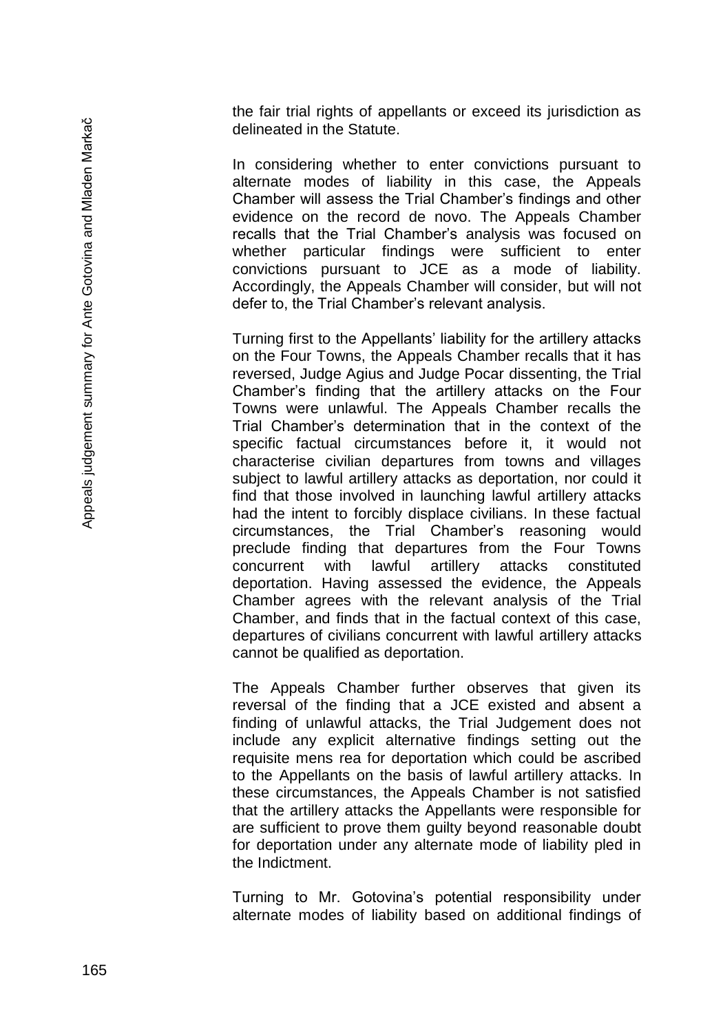the fair trial rights of appellants or exceed its jurisdiction as delineated in the Statute.

In considering whether to enter convictions pursuant to alternate modes of liability in this case, the Appeals Chamber will assess the Trial Chamber's findings and other evidence on the record de novo. The Appeals Chamber recalls that the Trial Chamber's analysis was focused on whether particular findings were sufficient to enter convictions pursuant to JCE as a mode of liability. Accordingly, the Appeals Chamber will consider, but will not defer to, the Trial Chamber's relevant analysis.

Turning first to the Appellants' liability for the artillery attacks on the Four Towns, the Appeals Chamber recalls that it has reversed, Judge Agius and Judge Pocar dissenting, the Trial Chamber's finding that the artillery attacks on the Four Towns were unlawful. The Appeals Chamber recalls the Trial Chamber's determination that in the context of the specific factual circumstances before it, it would not characterise civilian departures from towns and villages subject to lawful artillery attacks as deportation, nor could it find that those involved in launching lawful artillery attacks had the intent to forcibly displace civilians. In these factual circumstances, the Trial Chamber's reasoning would preclude finding that departures from the Four Towns concurrent with lawful artillery attacks constituted deportation. Having assessed the evidence, the Appeals Chamber agrees with the relevant analysis of the Trial Chamber, and finds that in the factual context of this case, departures of civilians concurrent with lawful artillery attacks cannot be qualified as deportation.

The Appeals Chamber further observes that given its reversal of the finding that a JCE existed and absent a finding of unlawful attacks, the Trial Judgement does not include any explicit alternative findings setting out the requisite mens rea for deportation which could be ascribed to the Appellants on the basis of lawful artillery attacks. In these circumstances, the Appeals Chamber is not satisfied that the artillery attacks the Appellants were responsible for are sufficient to prove them guilty beyond reasonable doubt for deportation under any alternate mode of liability pled in the Indictment.

Turning to Mr. Gotovina's potential responsibility under alternate modes of liability based on additional findings of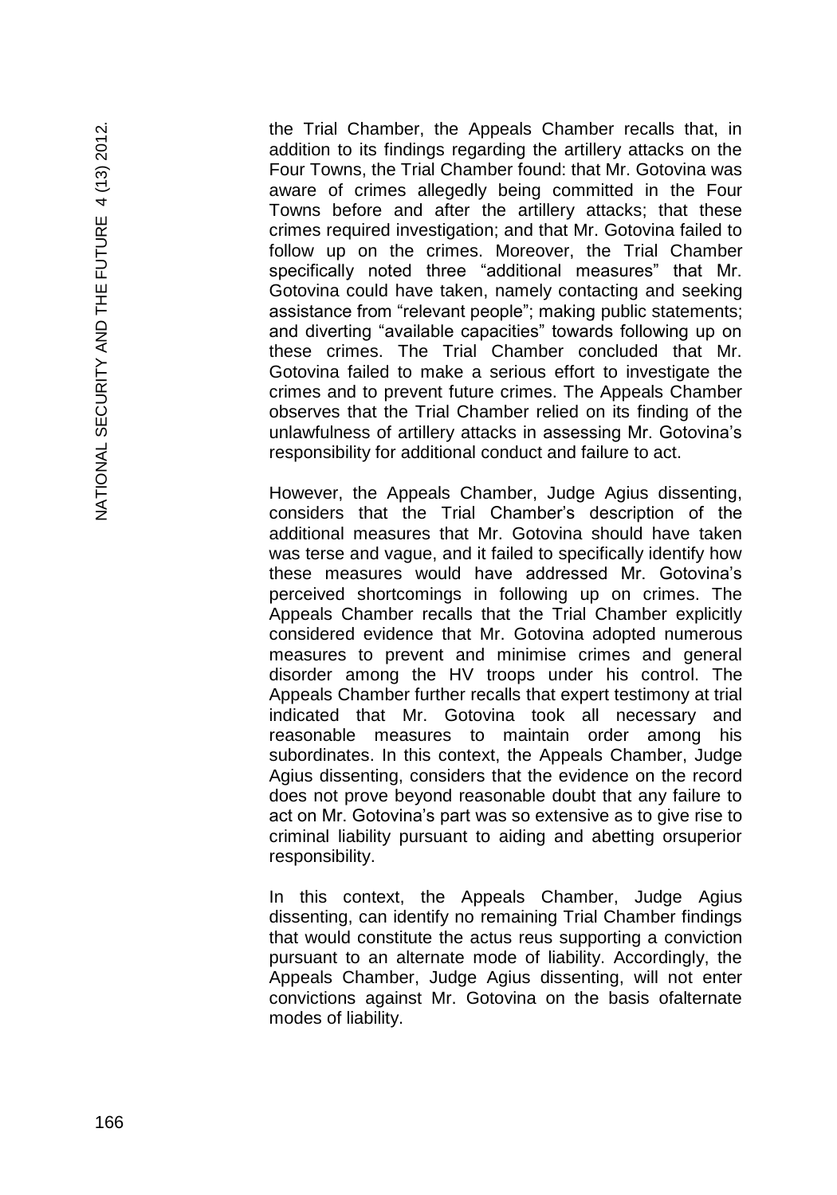the Trial Chamber, the Appeals Chamber recalls that, in addition to its findings regarding the artillery attacks on the Four Towns, the Trial Chamber found: that Mr. Gotovina was aware of crimes allegedly being committed in the Four Towns before and after the artillery attacks; that these crimes required investigation; and that Mr. Gotovina failed to follow up on the crimes. Moreover, the Trial Chamber specifically noted three "additional measures" that Mr. Gotovina could have taken, namely contacting and seeking assistance from "relevant people"; making public statements; and diverting "available capacities" towards following up on these crimes. The Trial Chamber concluded that Mr. Gotovina failed to make a serious effort to investigate the crimes and to prevent future crimes. The Appeals Chamber observes that the Trial Chamber relied on its finding of the unlawfulness of artillery attacks in assessing Mr. Gotovina's responsibility for additional conduct and failure to act.

However, the Appeals Chamber, Judge Agius dissenting, considers that the Trial Chamber's description of the additional measures that Mr. Gotovina should have taken was terse and vague, and it failed to specifically identify how these measures would have addressed Mr. Gotovina's perceived shortcomings in following up on crimes. The Appeals Chamber recalls that the Trial Chamber explicitly considered evidence that Mr. Gotovina adopted numerous measures to prevent and minimise crimes and general disorder among the HV troops under his control. The Appeals Chamber further recalls that expert testimony at trial indicated that Mr. Gotovina took all necessary and reasonable measures to maintain order among his subordinates. In this context, the Appeals Chamber, Judge Agius dissenting, considers that the evidence on the record does not prove beyond reasonable doubt that any failure to act on Mr. Gotovina's part was so extensive as to give rise to criminal liability pursuant to aiding and abetting orsuperior responsibility.

In this context, the Appeals Chamber, Judge Agius dissenting, can identify no remaining Trial Chamber findings that would constitute the actus reus supporting a conviction pursuant to an alternate mode of liability. Accordingly, the Appeals Chamber, Judge Agius dissenting, will not enter convictions against Mr. Gotovina on the basis ofalternate modes of liability.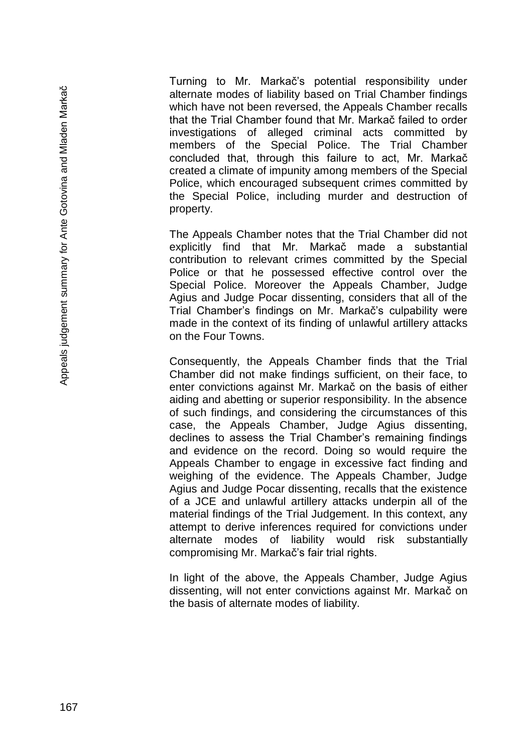Turning to Mr. Markač's potential responsibility under alternate modes of liability based on Trial Chamber findings which have not been reversed, the Appeals Chamber recalls that the Trial Chamber found that Mr. Markač failed to order investigations of alleged criminal acts committed by members of the Special Police. The Trial Chamber concluded that, through this failure to act, Mr. Markač created a climate of impunity among members of the Special Police, which encouraged subsequent crimes committed by the Special Police, including murder and destruction of property.

The Appeals Chamber notes that the Trial Chamber did not explicitly find that Mr. Markač made a substantial contribution to relevant crimes committed by the Special Police or that he possessed effective control over the Special Police. Moreover the Appeals Chamber, Judge Agius and Judge Pocar dissenting, considers that all of the Trial Chamber's findings on Mr. Markač's culpability were made in the context of its finding of unlawful artillery attacks on the Four Towns.

Consequently, the Appeals Chamber finds that the Trial Chamber did not make findings sufficient, on their face, to enter convictions against Mr. Markač on the basis of either aiding and abetting or superior responsibility. In the absence of such findings, and considering the circumstances of this case, the Appeals Chamber, Judge Agius dissenting, declines to assess the Trial Chamber's remaining findings and evidence on the record. Doing so would require the Appeals Chamber to engage in excessive fact finding and weighing of the evidence. The Appeals Chamber, Judge Agius and Judge Pocar dissenting, recalls that the existence of a JCE and unlawful artillery attacks underpin all of the material findings of the Trial Judgement. In this context, any attempt to derive inferences required for convictions under alternate modes of liability would risk substantially compromising Mr. Markač's fair trial rights.

In light of the above, the Appeals Chamber, Judge Agius dissenting, will not enter convictions against Mr. Markač on the basis of alternate modes of liability.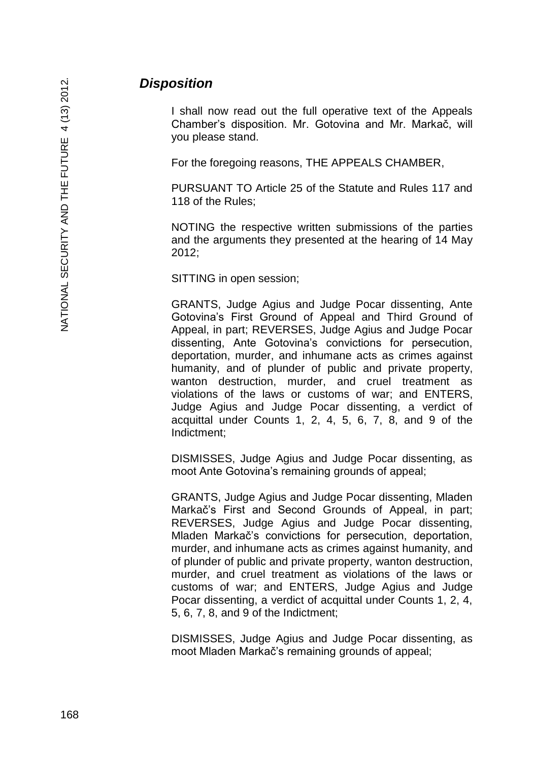## *Disposition*

I shall now read out the full operative text of the Appeals Chamber's disposition. Mr. Gotovina and Mr. Markač, will you please stand.

For the foregoing reasons, THE APPEALS CHAMBER,

PURSUANT TO Article 25 of the Statute and Rules 117 and 118 of the Rules;

NOTING the respective written submissions of the parties and the arguments they presented at the hearing of 14 May 2012;

SITTING in open session;

GRANTS, Judge Agius and Judge Pocar dissenting, Ante Gotovina's First Ground of Appeal and Third Ground of Appeal, in part; REVERSES, Judge Agius and Judge Pocar dissenting, Ante Gotovina's convictions for persecution, deportation, murder, and inhumane acts as crimes against humanity, and of plunder of public and private property, wanton destruction, murder, and cruel treatment as violations of the laws or customs of war; and ENTERS, Judge Agius and Judge Pocar dissenting, a verdict of acquittal under Counts 1, 2, 4, 5, 6, 7, 8, and 9 of the Indictment;

DISMISSES, Judge Agius and Judge Pocar dissenting, as moot Ante Gotovina's remaining grounds of appeal;

GRANTS, Judge Agius and Judge Pocar dissenting, Mladen Markač's First and Second Grounds of Appeal, in part; REVERSES, Judge Agius and Judge Pocar dissenting, Mladen Markač's convictions for persecution, deportation, murder, and inhumane acts as crimes against humanity, and of plunder of public and private property, wanton destruction, murder, and cruel treatment as violations of the laws or customs of war; and ENTERS, Judge Agius and Judge Pocar dissenting, a verdict of acquittal under Counts 1, 2, 4, 5, 6, 7, 8, and 9 of the Indictment;

DISMISSES, Judge Agius and Judge Pocar dissenting, as moot Mladen Markač's remaining grounds of appeal;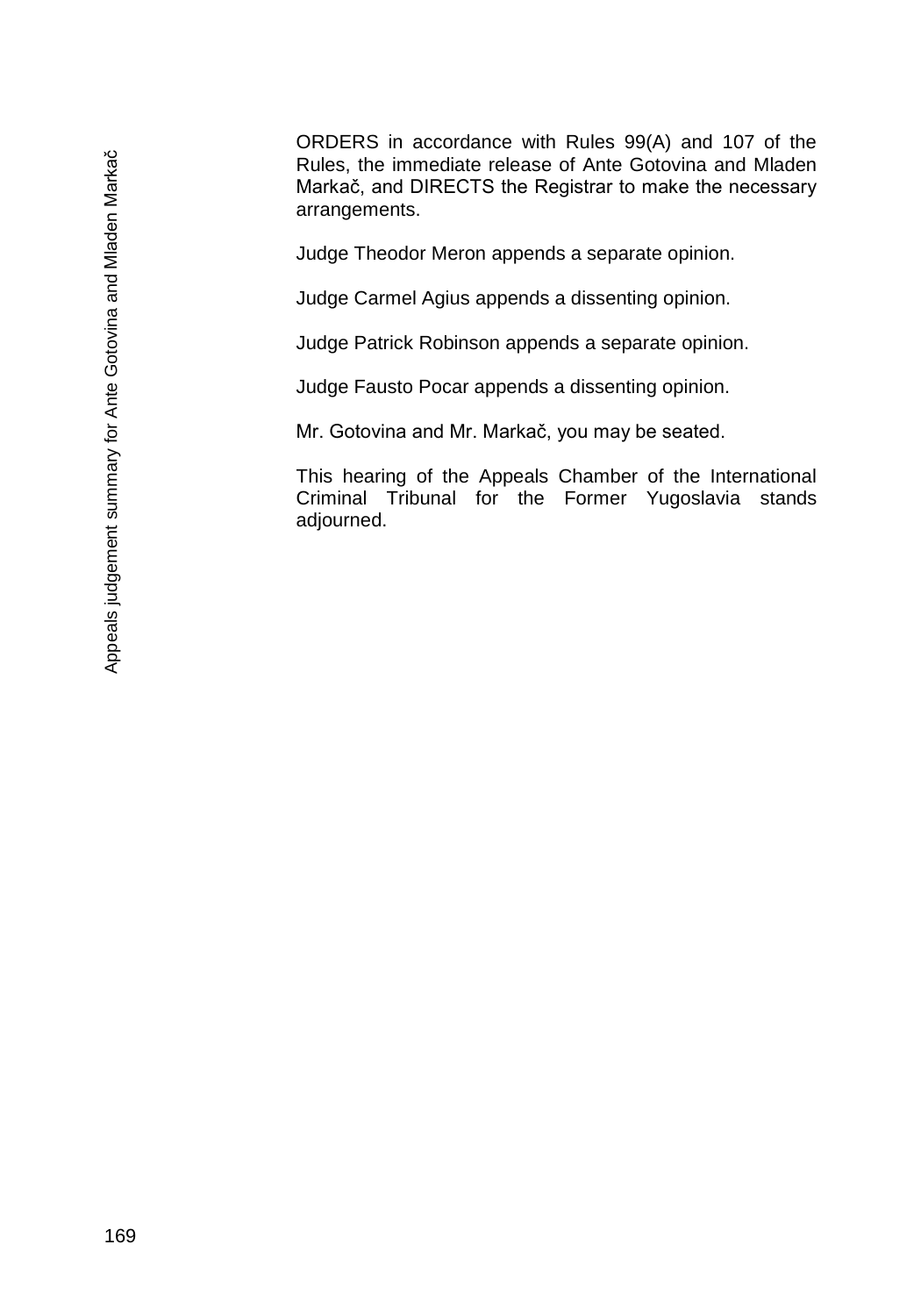ORDERS in accordance with Rules 99(A) and 107 of the Rules, the immediate release of Ante Gotovina and Mladen Markač, and DIRECTS the Registrar to make the necessary arrangements.

Judge Theodor Meron appends a separate opinion.

Judge Carmel Agius appends a dissenting opinion.

Judge Patrick Robinson appends a separate opinion.

Judge Fausto Pocar appends a dissenting opinion.

Mr. Gotovina and Mr. Markač, you may be seated.

This hearing of the Appeals Chamber of the International Criminal Tribunal for the Former Yugoslavia stands adjourned.